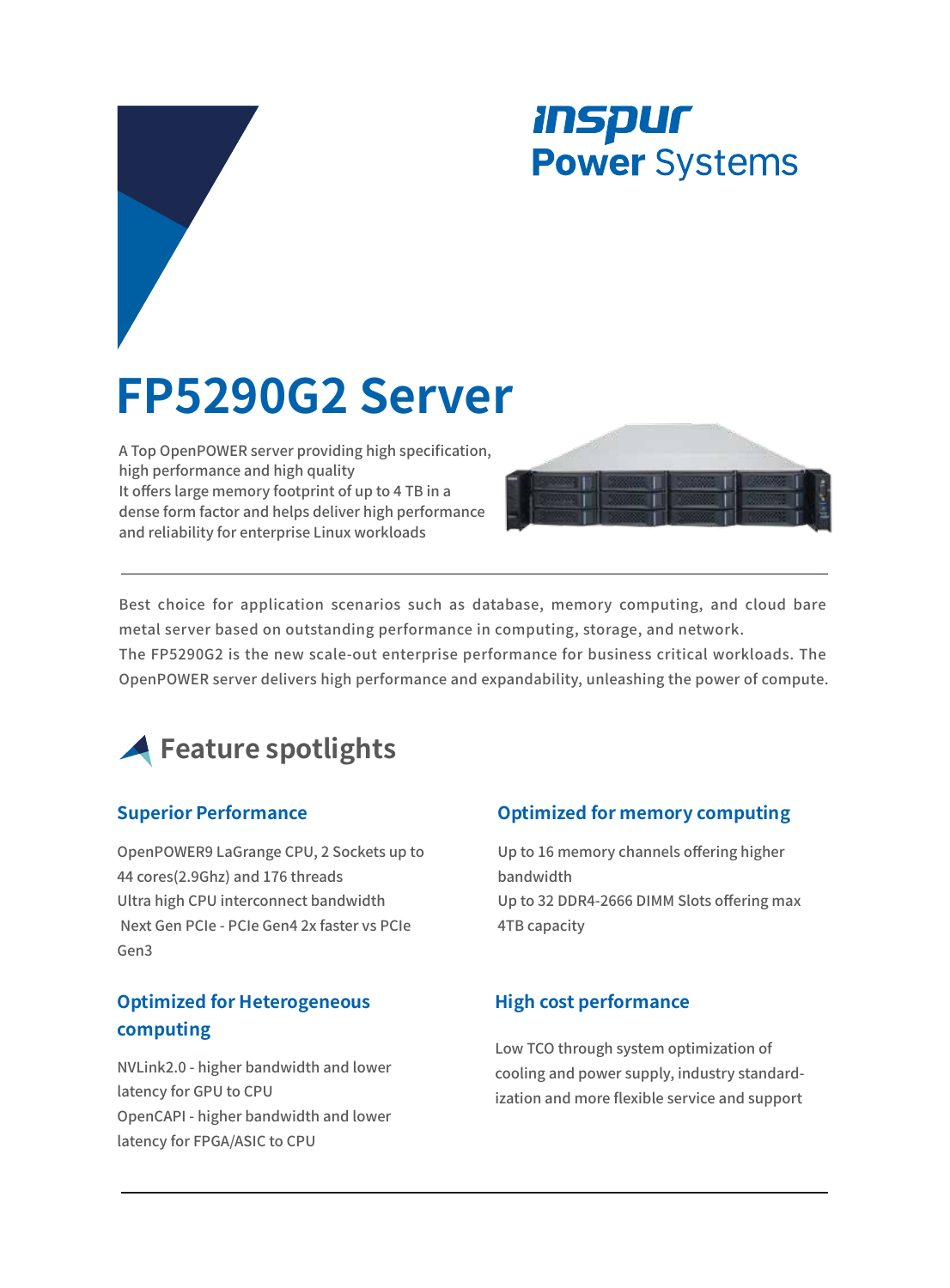inspur
Power Systems

# FP5290G2 Server

A Top OpenPOWER server providing high specification, high performance and high quality
It offers large memory footprint of up to 4 TB in a dense form factor and helps deliver high performance and reliability for enterprise Linux workloads

Best choice for application scenarios such as database, memory computing, and cloud bare metal server based on outstanding performance in computing, storage, and network.
The FP5290G2 is the new scale-out enterprise performance for business critical workloads. The OpenPOWER server delivers high performance and expandability, unleashing the power of compute.

## Feature spotlights

### Superior Performance

OpenPOWER9 LaGrange CPU, 2 Sockets up to 44 cores(2.9Ghz) and 176 threads
Ultra high CPU interconnect bandwidth
Next Gen PCIe - PCIe Gen4 2x faster vs PCIe Gen3

### Optimized for memory computing

Up to 16 memory channels offering higher bandwidth
Up to 32 DDR4-2666 DIMM Slots offering max 4TB capacity

### Optimized for Heterogeneous computing

NVLink2.0 - higher bandwidth and lower latency for GPU to CPU
OpenCAPI - higher bandwidth and lower latency for FPGA/ASIC to CPU

### High cost performance

Low TCO through system optimization of cooling and power supply, industry standardization and more flexible service and support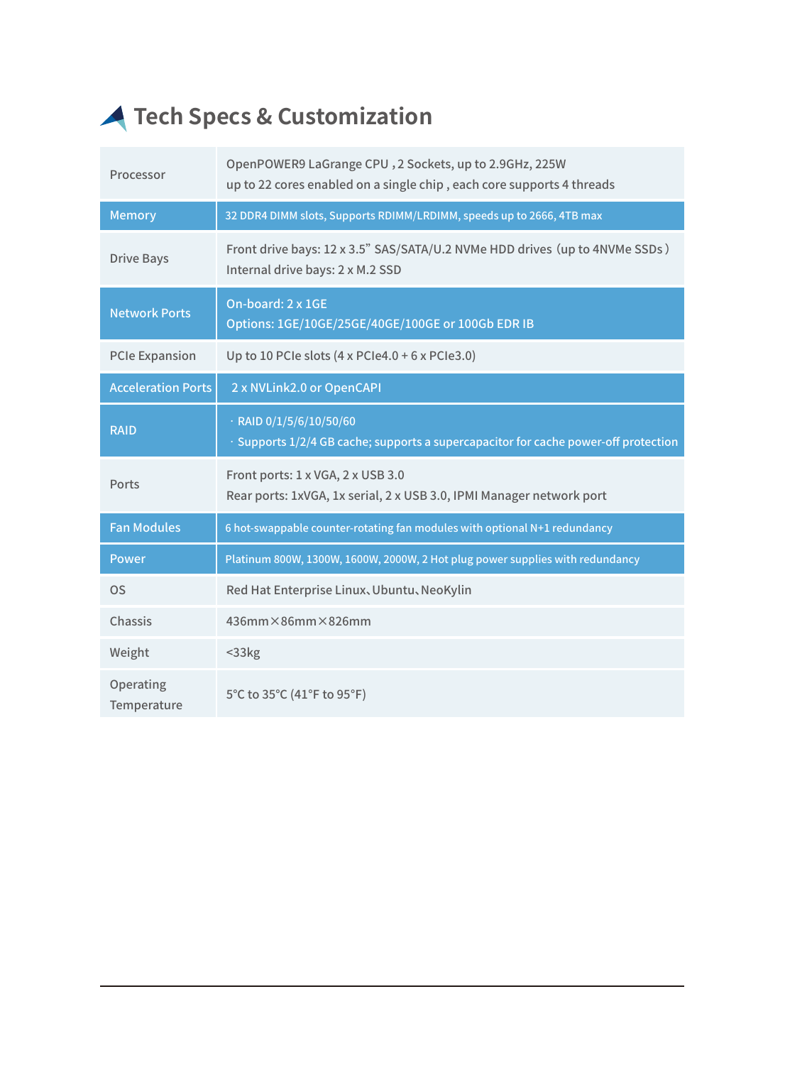## Tech Specs & Customization

| | |
|---|---|
| Processor | OpenPOWER9 LaGrange CPU , 2 Sockets, up to 2.9GHz, 225W<br>up to 22 cores enabled on a single chip , each core supports 4 threads |
| Memory | 32 DDR4 DIMM slots, Supports RDIMM/LRDIMM, speeds up to 2666, 4TB max |
| Drive Bays | Front drive bays: 12 x 3.5” SAS/SATA/U.2 NVMe HDD drives（up to 4NVMe SSDs）<br>Internal drive bays: 2 x M.2 SSD |
| Network Ports | On-board: 2 x 1GE<br>Options: 1GE/10GE/25GE/40GE/100GE or 100Gb EDR IB |
| PCIe Expansion | Up to 10 PCIe slots (4 x PCIe4.0 + 6 x PCIe3.0) |
| Acceleration Ports | 2 x NVLink2.0 or OpenCAPI |
| RAID | · RAID 0/1/5/6/10/50/60<br>· Supports 1/2/4 GB cache; supports a supercapacitor for cache power-off protection |
| Ports | Front ports: 1 x VGA, 2 x USB 3.0<br>Rear ports: 1xVGA, 1x serial, 2 x USB 3.0, IPMI Manager network port |
| Fan Modules | 6 hot-swappable counter-rotating fan modules with optional N+1 redundancy |
| Power | Platinum 800W, 1300W, 1600W, 2000W, 2 Hot plug power supplies with redundancy |
| OS | Red Hat Enterprise Linux、Ubuntu、NeoKylin |
| Chassis | 436mm×86mm×826mm |
| Weight | <33kg |
| Operating Temperature | 5°C to 35°C (41°F to 95°F) |